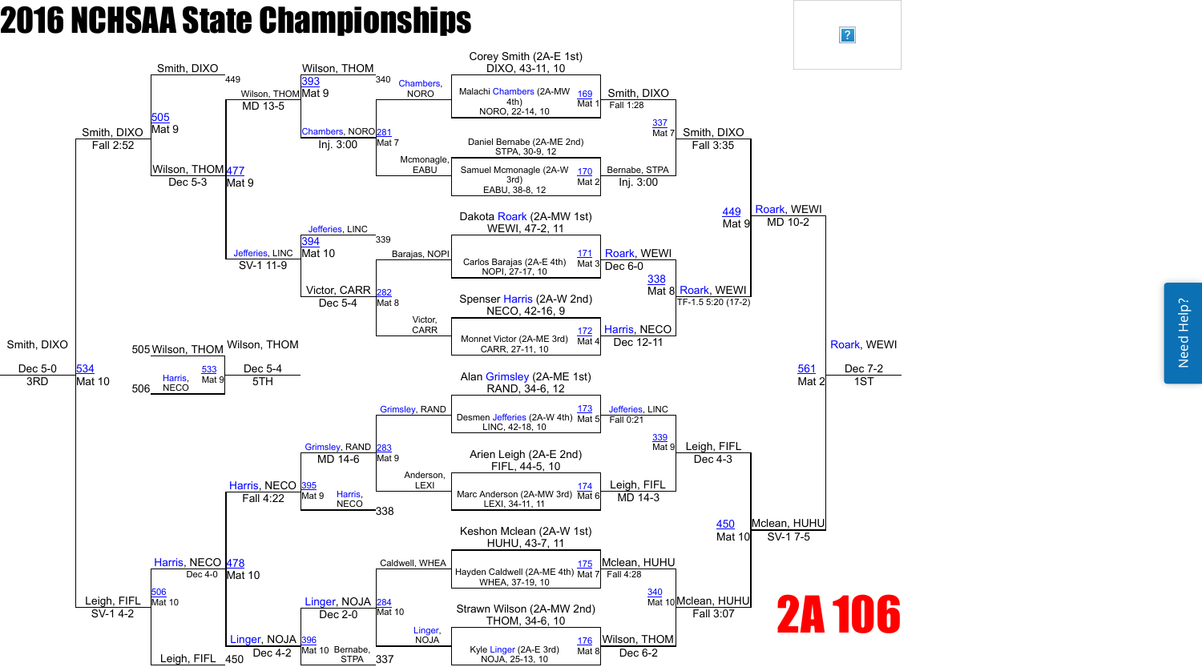# 2016 NCHSAA State Championships

## 2A 106

### Championship Bracket

**First Round**

| Bout | Mat | Wrestler | Result |
|---|---|---|---|
| 169 | Mat 1 | Corey Smith (2A-E 1st), DIXO, 43-11, 10 vs Malachi Chambers (2A-MW 4th), NORO, 22-14, 10 | Smith, DIXO — Fall 1:28 |
| 170 | Mat 2 | Daniel Bernabe (2A-ME 2nd), STPA, 30-9, 12 vs Samuel Mcmonagle (2A-W 3rd), EABU, 38-8, 12 | Bernabe, STPA — Inj. 3:00 |
| 171 | Mat 3 | Dakota Roark (2A-MW 1st), WEWI, 47-2, 11 vs Carlos Barajas (2A-E 4th), NOPI, 27-17, 10 | Roark, WEWI — Dec 6-0 |
| 172 | Mat 4 | Spenser Harris (2A-W 2nd), NECO, 42-16, 9 vs Monnet Victor (2A-ME 3rd), CARR, 27-11, 10 | Harris, NECO — Dec 12-11 |
| 173 | Mat 5 | Alan Grimsley (2A-ME 1st), RAND, 34-6, 12 vs Desmen Jefferies (2A-W 4th), LINC, 42-18, 10 | Jefferies, LINC — Fall 0:21 |
| 174 | Mat 6 | Arien Leigh (2A-E 2nd), FIFL, 44-5, 10 vs Marc Anderson (2A-MW 3rd), LEXI, 34-11, 11 | Leigh, FIFL — MD 14-3 |
| 175 | Mat 7 | Keshon Mclean (2A-W 1st), HUHU, 43-7, 11 vs Hayden Caldwell (2A-ME 4th), WHEA, 37-19, 10 | Mclean, HUHU — Fall 4:28 |
| 176 | Mat 8 | Strawn Wilson (2A-MW 2nd), THOM, 34-6, 10 vs Kyle Linger (2A-E 3rd), NOJA, 25-13, 10 | Wilson, THOM — Dec 6-2 |

**Quarterfinals**

| Bout | Mat | Result |
|---|---|---|
| 337 | Mat 7 | Smith, DIXO — Fall 3:35 |
| 338 | Mat 8 | Roark, WEWI — TF-1.5 5:20 (17-2) |
| 339 | Mat 9 | Leigh, FIFL — Dec 4-3 |
| 340 | Mat 10 | Mclean, HUHU — Fall 3:07 |

**Semifinals**

| Bout | Mat | Result |
|---|---|---|
| 449 | Mat 9 | Roark, WEWI — MD 10-2 |
| 450 | Mat 10 | Mclean, HUHU — SV-1 7-5 |

**Final**

| Bout | Mat | Result |
|---|---|---|
| 561 | Mat 2 | Roark, WEWI — Dec 7-2 — 1ST |

### Consolation Bracket

**Consolation First Round**

| Bout | Mat | Wrestlers | Result |
|---|---|---|---|
| 281 | Mat 7 | Chambers, NORO vs Mcmonagle, EABU | Chambers, NORO — Inj. 3:00 |
| 282 | Mat 8 | Barajas, NOPI vs Victor, CARR | Victor, CARR — Dec 5-4 |
| 283 | Mat 9 | Grimsley, RAND vs Anderson, LEXI | Grimsley, RAND — MD 14-6 |
| 284 | Mat 10 | Caldwell, WHEA vs Linger, NOJA | Linger, NOJA — Dec 2-0 |

**Consolation Second Round**

| Bout | Mat | Wrestlers | Result |
|---|---|---|---|
| 393 | Mat 9 | Chambers, NORO vs Wilson, THOM (340) | Wilson, THOM — MD 13-5 |
| 394 | Mat 10 | Victor, CARR vs Jefferies, LINC (339) | Jefferies, LINC — SV-1 11-9 |
| 395 | Mat 9 | Grimsley, RAND vs Harris, NECO (338) | Harris, NECO — Fall 4:22 |
| 396 | Mat 10 | Linger, NOJA vs Bernabe, STPA (337) | Linger, NOJA — Dec 4-2 |

**Consolation Quarterfinals**

| Bout | Mat | Result |
|---|---|---|
| 477 | Mat 9 | Wilson, THOM — Dec 5-3 |
| 478 | Mat 10 | Harris, NECO — Dec 4-0 |

**Consolation Semifinals**

| Bout | Mat | Wrestlers | Result |
|---|---|---|---|
| 505 | Mat 9 | Smith, DIXO (449) vs Wilson, THOM | Smith, DIXO — Fall 2:52 |
| 506 | Mat 10 | Harris, NECO vs Leigh, FIFL (450) | Leigh, FIFL — SV-1 4-2 |

**Third Place**

| Bout | Mat | Result |
|---|---|---|
| 534 | Mat 10 | Smith, DIXO — Dec 5-0 — 3RD |

**Fifth Place**

| Bout | Mat | Wrestlers | Result |
|---|---|---|---|
| 533 | Mat 9 | Wilson, THOM (505) vs Harris, NECO (506) | Wilson, THOM — Dec 5-4 — 5TH |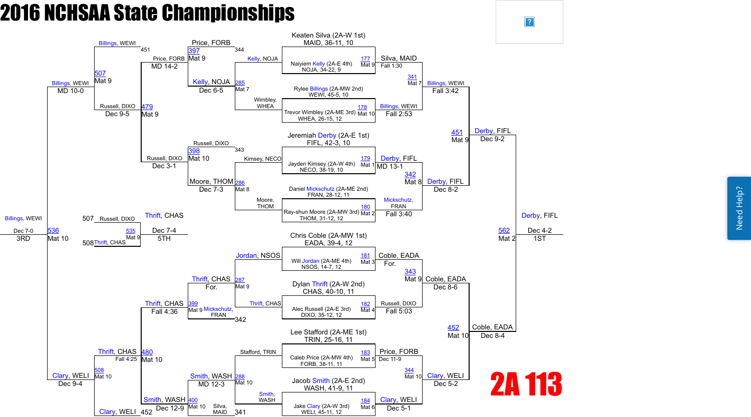# 2016 NCHSAA State Championships

## 2A 113

### Championship Bracket

**Round 1**

| Match | Wrestler 1 | Wrestler 2 | Winner | Result |
|---|---|---|---|---|
| 177 (Mat 9) | Keaten Silva (2A-W 1st), MAID, 36-11, 10 | Naiyiem Kelly (2A-E 4th), NOJA, 34-22, 9 | Silva, MAID | Fall 1:30 |
| 178 (Mat 10) | Rylee Billings (2A-MW 2nd), WEWI, 45-5, 10 | Trevor Wimbley (2A-ME 3rd), WHEA, 26-15, 12 | Billings, WEWI | Fall 2:53 |
| 179 (Mat 1) | Jeremiah Derby (2A-E 1st), FIFL, 42-3, 10 | Jayden Kimsey (2A-W 4th), NECO, 38-19, 10 | Derby, FIFL | MD 13-1 |
| 180 (Mat 2) | Daniel Mickschutz (2A-ME 2nd), FRAN, 28-12, 11 | Ray-shun Moore (2A-MW 3rd), THOM, 31-12, 12 | Mickschutz, FRAN | Fall 3:40 |
| 181 (Mat 3) | Chris Coble (2A-MW 1st), EADA, 39-4, 12 | Will Jordan (2A-ME 4th), NSOS, 14-7, 12 | Coble, EADA | For. |
| 182 (Mat 4) | Dylan Thrift (2A-W 2nd), CHAS, 40-10, 11 | Alec Russell (2A-E 3rd), DIXO, 35-12, 12 | Russell, DIXO | Fall 5:03 |
| 183 (Mat 5) | Lee Stafford (2A-ME 1st), TRIN, 25-16, 11 | Caleb Price (2A-MW 4th), FORB, 38-11, 11 | Price, FORB | Dec 11-9 |
| 184 (Mat 6) | Jacob Smith (2A-E 2nd), WASH, 41-9, 11 | Jake Clary (2A-W 3rd), WELI, 45-11, 12 | Clary, WELI | Dec 5-1 |

**Quarterfinals**

| Match | Winner | Result |
|---|---|---|
| 341 (Mat 7) | Billings, WEWI | Fall 3:42 |
| 342 (Mat 8) | Derby, FIFL | Dec 8-2 |
| 343 (Mat 9) | Coble, EADA | Dec 8-6 |
| 344 (Mat 10) | Clary, WELI | Dec 5-2 |

**Semifinals**

| Match | Winner | Result |
|---|---|---|
| 451 (Mat 9) | Derby, FIFL | Dec 9-2 |
| 452 (Mat 10) | Coble, EADA | Dec 8-4 |

**Final**

| Match | Winner | Result | Place |
|---|---|---|---|
| 562 (Mat 2) | Derby, FIFL | Dec 4-2 | 1ST |

### Consolation Bracket

| Match | Wrestlers | Winner | Result |
|---|---|---|---|
| 285 (Mat 7) | Kelly, NOJA vs Wimbley, WHEA | Kelly, NOJA | Dec 6-5 |
| 286 (Mat 8) | Kimsey, NECO vs Moore, THOM | Moore, THOM | Dec 7-3 |
| 287 (Mat 9) | Jordan, NSOS vs Thrift, CHAS | Thrift, CHAS | For. |
| 288 (Mat 10) | Stafford, TRIN vs Smith, WASH | Smith, WASH | MD 12-3 |
| 397 (Mat 9) | Price, FORB vs Kelly, NOJA (L344) | Price, FORB | MD 14-2 |
| 398 (Mat 10) | Russell, DIXO vs Moore, THOM (L343) | Russell, DIXO | Dec 3-1 |
| 399 (Mat 9) | Mickschutz, FRAN (L342) vs Thrift, CHAS | Thrift, CHAS | Fall 4:36 |
| 400 (Mat 10) | Silva, MAID (L341) vs Smith, WASH | Smith, WASH | Dec 12-9 |
| 479 (Mat 9) | Price, FORB vs Russell, DIXO (L451) | Russell, DIXO | Dec 9-5 |
| 480 (Mat 10) | Thrift, CHAS vs Smith, WASH (L452) | Thrift, CHAS | Fall 4:25 |
| 507 (Mat 9) | Billings, WEWI vs Russell, DIXO | Billings, WEWI | MD 10-0 |
| 508 (Mat 10) | Thrift, CHAS vs Clary, WELI | Clary, WELI | Dec 9-4 |
| 535 (Mat 9) | Russell, DIXO (L507) vs Thrift, CHAS (L508) | Thrift, CHAS | Dec 7-4 (5TH) |
| 536 (Mat 10) | Billings, WEWI vs Clary, WELI | Billings, WEWI | Dec 7-0 (3RD) |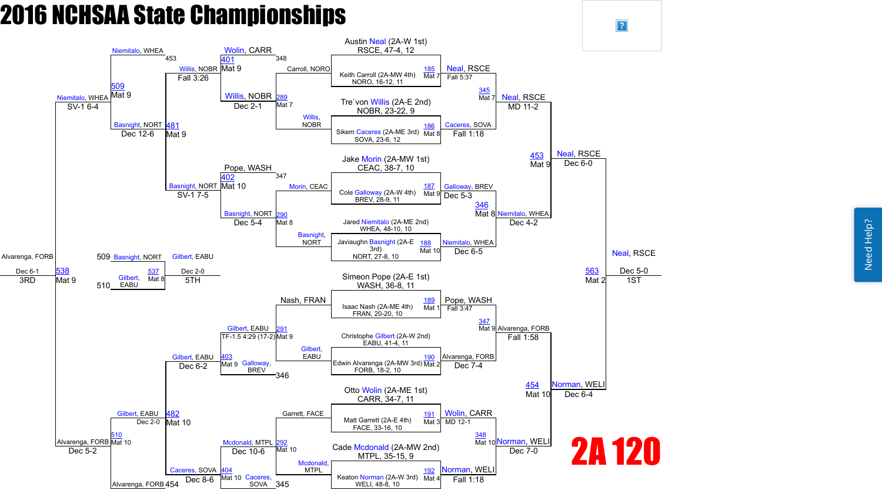# 2016 NCHSAA State Championships

## 2A 120

### Championship Bracket

**First Round**

| Match | Mat | Wrestler 1 | Wrestler 2 | Winner | Result |
|---|---|---|---|---|---|
| 185 | Mat 7 | Austin Neal (2A-W 1st) RSCE, 47-4, 12 | Keith Carroll (2A-MW 4th) NORO, 16-12, 11 | Neal, RSCE | Fall 5:37 |
| 186 | Mat 8 | Tre`von Willis (2A-E 2nd) NOBR, 23-22, 9 | Sikem Caceres (2A-ME 3rd) SOVA, 23-6, 12 | Caceres, SOVA | Fall 1:18 |
| 187 | Mat 9 | Jake Morin (2A-MW 1st) CEAC, 38-7, 10 | Cole Galloway (2A-W 4th) BREV, 28-9, 11 | Galloway, BREV | Dec 5-3 |
| 188 | Mat 10 | Jared Niemitalo (2A-ME 2nd) WHEA, 48-10, 10 | Javiaughn Basnight (2A-E 3rd) NORT, 27-8, 10 | Niemitalo, WHEA | Dec 6-5 |
| 189 | Mat 1 | Simeon Pope (2A-E 1st) WASH, 36-8, 11 | Isaac Nash (2A-ME 4th) FRAN, 20-20, 10 | Pope, WASH | Fall 3:47 |
| 190 | Mat 2 | Christophe Gilbert (2A-W 2nd) EABU, 41-4, 11 | Edwin Alvarenga (2A-MW 3rd) FORB, 18-2, 10 | Alvarenga, FORB | Dec 7-4 |
| 191 | Mat 3 | Otto Wolin (2A-ME 1st) CARR, 34-7, 11 | Matt Garrett (2A-E 4th) FACE, 33-16, 10 | Wolin, CARR | MD 12-1 |
| 192 | Mat 4 | Cade Mcdonald (2A-MW 2nd) MTPL, 35-15, 9 | Keaton Norman (2A-W 3rd) WELI, 48-8, 10 | Norman, WELI | Fall 1:18 |

**Quarterfinals**

| Match | Mat | Winner | Result |
|---|---|---|---|
| 345 | Mat 7 | Neal, RSCE | MD 11-2 |
| 346 | Mat 8 | Niemitalo, WHEA | Dec 4-2 |
| 347 | Mat 9 | Alvarenga, FORB | Fall 1:58 |
| 348 | Mat 10 | Norman, WELI | Dec 7-0 |

**Semifinals**

| Match | Mat | Winner | Result |
|---|---|---|---|
| 453 | Mat 9 | Neal, RSCE | Dec 6-0 |
| 454 | Mat 10 | Norman, WELI | Dec 6-4 |

**Final**

| Match | Mat | Winner | Result | Place |
|---|---|---|---|---|
| 563 | Mat 2 | Neal, RSCE | Dec 5-0 | 1ST |

### Consolation Bracket

| Match | Mat | Wrestler 1 | Wrestler 2 | Winner | Result |
|---|---|---|---|---|---|
| 289 | Mat 7 | Carroll, NORO | Willis, NOBR | Willis, NOBR | Dec 2-1 |
| 290 | Mat 8 | Morin, CEAC | Basnight, NORT | Basnight, NORT | Dec 5-4 |
| 291 | Mat 9 | Nash, FRAN | Gilbert, EABU | Gilbert, EABU | TF-1.5 4:29 (17-2) |
| 292 | Mat 10 | Garrett, FACE | Mcdonald, MTPL | Mcdonald, MTPL | Dec 10-6 |
| 401 | Mat 9 | Wolin, CARR (348) | Willis, NOBR | Willis, NOBR | Fall 3:26 |
| 402 | Mat 10 | Pope, WASH (347) | Basnight, NORT | Basnight, NORT | SV-1 7-5 |
| 403 | Mat 9 | Gilbert, EABU | Galloway, BREV (346) | Gilbert, EABU | Dec 6-2 |
| 404 | Mat 10 | Mcdonald, MTPL | Caceres, SOVA (345) | Caceres, SOVA | Dec 8-6 |
| 481 | Mat 9 | Willis, NOBR | Basnight, NORT | Basnight, NORT | Dec 12-6 |
| 482 | Mat 10 | Gilbert, EABU | Caceres, SOVA | Gilbert, EABU | Dec 2-0 |
| 509 | Mat 9 | Niemitalo, WHEA (453) | Basnight, NORT | Niemitalo, WHEA | SV-1 6-4 |
| 510 | Mat 10 | Gilbert, EABU | Alvarenga, FORB (454) | Alvarenga, FORB | Dec 5-2 |

**5th Place**

| Match | Mat | Wrestler 1 | Wrestler 2 | Winner | Result | Place |
|---|---|---|---|---|---|---|
| 537 | Mat 8 | Basnight, NORT (509) | Gilbert, EABU (510) | Gilbert, EABU | Dec 2-0 | 5TH |

**3rd Place**

| Match | Mat | Wrestler 1 | Wrestler 2 | Winner | Result | Place |
|---|---|---|---|---|---|---|
| 538 | Mat 9 | Niemitalo, WHEA | Alvarenga, FORB | Alvarenga, FORB | Dec 6-1 | 3RD |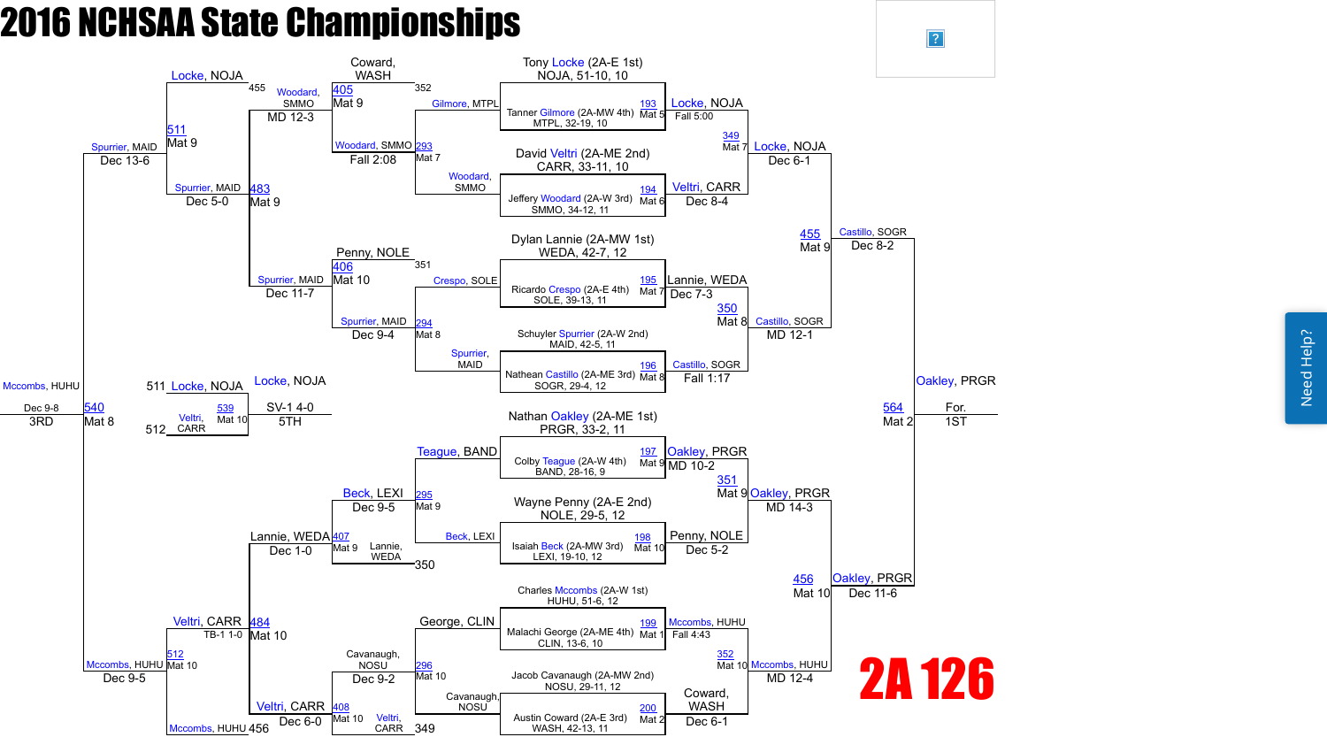# 2016 NCHSAA State Championships

## 2A 126

### Championship Bracket

**First Round**

| Bout | Mat | Wrestler | Winner | Result |
|---|---|---|---|---|
| 193 | Mat 5 | Tony Locke (2A-E 1st) NOJA, 51-10, 10 vs Tanner Gilmore (2A-MW 4th) MTPL, 32-19, 10 | Locke, NOJA | Fall 5:00 |
| 194 | Mat 6 | David Veltri (2A-ME 2nd) CARR, 33-11, 10 vs Jeffery Woodard (2A-W 3rd) SMMO, 34-12, 11 | Veltri, CARR | Dec 8-4 |
| 195 | Mat 7 | Dylan Lannie (2A-MW 1st) WEDA, 42-7, 12 vs Ricardo Crespo (2A-E 4th) SOLE, 39-13, 11 | Lannie, WEDA | Dec 7-3 |
| 196 | Mat 8 | Schuyler Spurrier (2A-W 2nd) MAID, 42-5, 11 vs Nathean Castillo (2A-ME 3rd) SOGR, 29-4, 12 | Castillo, SOGR | Fall 1:17 |
| 197 | Mat 9 | Nathan Oakley (2A-ME 1st) PRGR, 33-2, 11 vs Colby Teague (2A-W 4th) BAND, 28-16, 9 | Oakley, PRGR | MD 10-2 |
| 198 | Mat 10 | Wayne Penny (2A-E 2nd) NOLE, 29-5, 12 vs Isaiah Beck (2A-MW 3rd) LEXI, 19-10, 12 | Penny, NOLE | Dec 5-2 |
| 199 | Mat 1 | Charles Mccombs (2A-W 1st) HUHU, 51-6, 12 vs Malachi George (2A-ME 4th) CLIN, 13-6, 10 | Mccombs, HUHU | Fall 4:43 |
| 200 | Mat 2 | Jacob Cavanaugh (2A-MW 2nd) NOSU, 29-11, 12 vs Austin Coward (2A-E 3rd) WASH, 42-13, 11 | Coward, WASH | Dec 6-1 |

**Quarterfinals**

| Bout | Mat | Winner | Result |
|---|---|---|---|
| 349 | Mat 7 | Locke, NOJA | Dec 6-1 |
| 350 | Mat 8 | Castillo, SOGR | MD 12-1 |
| 351 | Mat 9 | Oakley, PRGR | MD 14-3 |
| 352 | Mat 10 | Mccombs, HUHU | MD 12-4 |

**Semifinals**

| Bout | Mat | Winner | Result |
|---|---|---|---|
| 455 | Mat 9 | Castillo, SOGR | Dec 8-2 |
| 456 | Mat 10 | Oakley, PRGR | Dec 11-6 |

**Final**

| Bout | Mat | Winner | Result |
|---|---|---|---|
| 564 | Mat 2 | Oakley, PRGR | For. (1ST) |

### Consolation Bracket

| Bout | Mat | Wrestlers | Winner | Result |
|---|---|---|---|---|
| 293 | Mat 7 | Gilmore, MTPL vs Woodard, SMMO | Woodard, SMMO | Fall 2:08 |
| 294 | Mat 8 | Crespo, SOLE vs Spurrier, MAID | Spurrier, MAID | Dec 9-4 |
| 295 | Mat 9 | Teague, BAND vs Beck, LEXI | Beck, LEXI | Dec 9-5 |
| 296 | Mat 10 | George, CLIN vs Cavanaugh, NOSU | Cavanaugh, NOSU | Dec 9-2 |
| 405 | Mat 9 | Coward, WASH vs Woodard, SMMO (352) | Woodard, SMMO | MD 12-3 |
| 406 | Mat 10 | Penny, NOLE vs Spurrier, MAID (351) | Spurrier, MAID | Dec 11-7 |
| 407 | Mat 9 | Beck, LEXI vs Lannie, WEDA (350) | Lannie, WEDA | Dec 1-0 |
| 408 | Mat 10 | Cavanaugh, NOSU vs Veltri, CARR (349) | Veltri, CARR | Dec 6-0 |
| 483 | Mat 9 | Locke, NOJA (455) vs Spurrier, MAID | Spurrier, MAID | Dec 5-0 |
| 484 | Mat 10 | Lannie, WEDA vs Veltri, CARR | Veltri, CARR | TB-1 1-0 |
| 511 | Mat 9 | Locke, NOJA vs Spurrier, MAID | Spurrier, MAID | Dec 13-6 |
| 512 | Mat 10 | Veltri, CARR vs Mccombs, HUHU (456) | Mccombs, HUHU | Dec 9-5 |
| 540 | Mat 8 | Spurrier, MAID vs Mccombs, HUHU | Mccombs, HUHU | Dec 9-8 (3RD) |

**5th Place**

| Bout | Mat | Wrestlers | Winner | Result |
|---|---|---|---|---|
| 539 | Mat 10 | Locke, NOJA (511) vs Veltri, CARR (512) | Locke, NOJA | SV-1 4-0 (5TH) |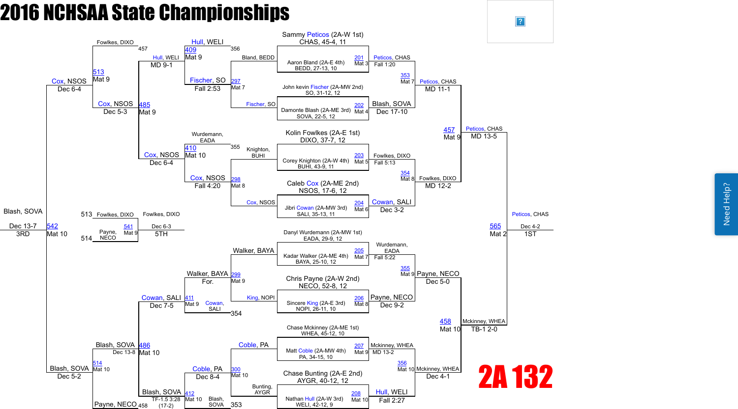# 2016 NCHSAA State Championships

## 2A 132

### Championship Bracket

| Bout | Mat | Wrestler 1 | Wrestler 2 | Winner | Result |
|---|---|---|---|---|---|
| 201 | Mat 3 | Sammy Peticos (2A-W 1st) CHAS, 45-4, 11 | Aaron Bland (2A-E 4th) BEDD, 27-13, 10 | Peticos, CHAS | Fall 1:20 |
| 202 | Mat 4 | John kevin Fischer (2A-MW 2nd) SO, 31-12, 12 | Damonte Blash (2A-ME 3rd) SOVA, 22-5, 12 | Blash, SOVA | Dec 17-10 |
| 203 | Mat 5 | Kolin Fowlkes (2A-E 1st) DIXO, 37-7, 12 | Corey Knighton (2A-W 4th) BUHI, 43-9, 11 | Fowlkes, DIXO | Fall 5:13 |
| 204 | Mat 6 | Caleb Cox (2A-ME 2nd) NSOS, 17-6, 12 | Jibri Cowan (2A-MW 3rd) SALI, 35-13, 11 | Cowan, SALI | Dec 3-2 |
| 205 | Mat 7 | Danyl Wurdemann (2A-MW 1st) EADA, 29-9, 12 | Kadar Walker (2A-ME 4th) BAYA, 25-10, 12 | Wurdemann, EADA | Fall 5:22 |
| 206 | Mat 8 | Chris Payne (2A-W 2nd) NECO, 52-8, 12 | Sincere King (2A-E 3rd) NOPI, 26-11, 10 | Payne, NECO | Dec 9-2 |
| 207 | Mat 9 | Chase Mckinney (2A-ME 1st) WHEA, 45-12, 10 | Matt Coble (2A-MW 4th) PA, 34-15, 10 | Mckinney, WHEA | MD 13-2 |
| 208 | Mat 10 | Chase Bunting (2A-E 2nd) AYGR, 40-12, 12 | Nathan Hull (2A-W 3rd) WELI, 42-12, 9 | Hull, WELI | Fall 2:27 |
| 353 | Mat 7 | Peticos, CHAS | Blash, SOVA | Peticos, CHAS | MD 11-1 |
| 354 | Mat 8 | Fowlkes, DIXO | Cowan, SALI | Fowlkes, DIXO | MD 12-2 |
| 355 | Mat 9 | Wurdemann, EADA | Payne, NECO | Payne, NECO | Dec 5-0 |
| 356 | Mat 10 | Mckinney, WHEA | Hull, WELI | Mckinney, WHEA | Dec 4-1 |
| 457 | Mat 9 | Peticos, CHAS | Fowlkes, DIXO | Peticos, CHAS | MD 13-5 |
| 458 | Mat 10 | Payne, NECO | Mckinney, WHEA | Mckinney, WHEA | TB-1 2-0 |
| 565 | Mat 2 | Peticos, CHAS | Mckinney, WHEA | Peticos, CHAS | Dec 4-2 — 1ST |

### Consolation Bracket

| Bout | Mat | Wrestler 1 | Wrestler 2 | Winner | Result |
|---|---|---|---|---|---|
| 297 | Mat 7 | Bland, BEDD (loser 356) | Fischer, SO | Fischer, SO | Fall 2:53 |
| 298 | Mat 8 | Knighton, BUHI (loser 355) | Cox, NSOS | Cox, NSOS | Fall 4:20 |
| 299 | Mat 9 | Walker, BAYA (loser 354) | King, NOPI | Walker, BAYA | For. |
| 300 | Mat 10 | Coble, PA | Bunting, AYGR (loser 353) | Coble, PA | Dec 8-4 |
| 409 | Mat 9 | Hull, WELI (loser 356) | Fischer, SO | Hull, WELI | MD 9-1 |
| 410 | Mat 10 | Wurdemann, EADA (loser 355) | Cox, NSOS | Cox, NSOS | Dec 6-4 |
| 411 | Mat 9 | Walker, BAYA | Cowan, SALI (loser 354) | Cowan, SALI | Dec 7-5 |
| 412 | Mat 10 | Coble, PA | Blash, SOVA (loser 353) | Blash, SOVA | TF-1.5 3:28 (17-2) |
| 485 | Mat 9 | Fowlkes, DIXO (loser 457) | Cox, NSOS | Cox, NSOS | Dec 5-3 |
| 486 | Mat 10 | Cowan, SALI | Payne, NECO (loser 458) | Blash, SOVA | Dec 13-8 |
| 513 | Mat 9 | Hull, WELI | Cox, NSOS | Cox, NSOS | Dec 6-4 |
| 514 | Mat 10 | Blash, SOVA | Payne, NECO | Blash, SOVA | Dec 5-2 |
| 542 | Mat 10 | Cox, NSOS | Blash, SOVA | Blash, SOVA | Dec 13-7 — 3RD |
| 541 | Mat 9 | Fowlkes, DIXO (loser 513) | Payne, NECO (loser 514) | Fowlkes, DIXO | Dec 6-3 — 5TH |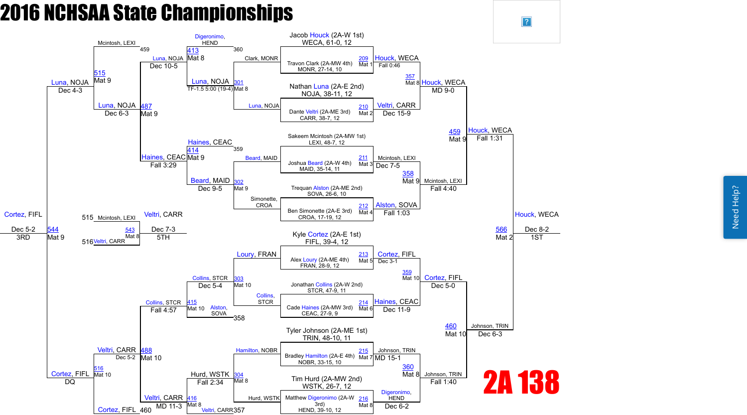# 2016 NCHSAA State Championships

## 2A 138

### Championship Bracket

| Bout | Mat | Wrestler 1 | Wrestler 2 | Winner | Result |
|---|---|---|---|---|---|
| 209 | Mat 1 | Jacob Houck (2A-W 1st) WECA, 61-0, 12 | Travon Clark (2A-MW 4th) MONR, 27-14, 10 | Houck, WECA | Fall 0:46 |
| 210 | Mat 2 | Nathan Luna (2A-E 2nd) NOJA, 38-11, 12 | Dante Veltri (2A-ME 3rd) CARR, 38-7, 12 | Veltri, CARR | Dec 15-9 |
| 211 | Mat 3 | Sakeem Mcintosh (2A-MW 1st) LEXI, 48-7, 12 | Joshua Beard (2A-W 4th) MAID, 35-14, 11 | Mcintosh, LEXI | Dec 7-5 |
| 212 | Mat 4 | Trequan Alston (2A-ME 2nd) SOVA, 26-6, 10 | Ben Simonette (2A-E 3rd) CROA, 17-19, 12 | Alston, SOVA | Fall 1:03 |
| 213 | Mat 5 | Kyle Cortez (2A-E 1st) FIFL, 39-4, 12 | Alex Loury (2A-ME 4th) FRAN, 28-9, 12 | Cortez, FIFL | Dec 3-1 |
| 214 | Mat 6 | Jonathan Collins (2A-W 2nd) STCR, 47-9, 11 | Cade Haines (2A-MW 3rd) CEAC, 27-9, 9 | Haines, CEAC | Dec 11-9 |
| 215 | Mat 7 | Tyler Johnson (2A-ME 1st) TRIN, 48-10, 11 | Bradley Hamilton (2A-E 4th) NOBR, 33-15, 10 | Johnson, TRIN | MD 15-1 |
| 216 | Mat 8 | Tim Hurd (2A-MW 2nd) WSTK, 26-7, 12 | Matthew Digeronimo (2A-W 3rd) HEND, 39-10, 12 | Digeronimo, HEND | Dec 6-2 |
| 357 | Mat 8 | Houck, WECA | Veltri, CARR | Houck, WECA | MD 9-0 |
| 358 | Mat 9 | Mcintosh, LEXI | Alston, SOVA | Mcintosh, LEXI | Fall 4:40 |
| 359 | Mat 10 | Cortez, FIFL | Haines, CEAC | Cortez, FIFL | Dec 5-0 |
| 360 | Mat 8 | Johnson, TRIN | Digeronimo, HEND | Johnson, TRIN | Fall 1:40 |
| 459 | Mat 9 | Houck, WECA | Mcintosh, LEXI | Houck, WECA | Fall 1:31 |
| 460 | Mat 10 | Cortez, FIFL | Johnson, TRIN | Johnson, TRIN | Dec 6-3 |
| 566 | Mat 2 | Houck, WECA | Johnson, TRIN | Houck, WECA (1ST) | Dec 8-2 |

### Consolation Bracket

| Bout | Mat | Wrestler 1 | Wrestler 2 | Winner | Result |
|---|---|---|---|---|---|
| 301 | Mat 8 | Clark, MONR | Luna, NOJA | Luna, NOJA | TF-1.5 5:00 (19-4) |
| 302 | Mat 9 | Beard, MAID | Simonette, CROA | Beard, MAID | Dec 9-5 |
| 303 | Mat 10 | Loury, FRAN | Collins, STCR | Collins, STCR | Dec 5-4 |
| 304 | Mat 8 | Hamilton, NOBR | Hurd, WSTK | Hurd, WSTK | Fall 2:34 |
| 413 | Mat 8 | Digeronimo, HEND (360) | Luna, NOJA | Luna, NOJA | Dec 10-5 |
| 414 | Mat 9 | Haines, CEAC (359) | Beard, MAID | Haines, CEAC | Fall 3:29 |
| 415 | Mat 10 | Collins, STCR | Alston, SOVA (358) | Collins, STCR | Fall 4:57 |
| 416 | Mat 8 | Hurd, WSTK | Veltri, CARR (357) | Veltri, CARR | MD 11-3 |
| 487 | Mat 9 | Mcintosh, LEXI (459) | Luna, NOJA | Luna, NOJA | Dec 6-3 |
| 488 | Mat 10 | Collins, STCR | Veltri, CARR | Veltri, CARR | Dec 5-2 |
| 515 | Mat 9 | Luna, NOJA | Haines, CEAC | Luna, NOJA | Dec 4-3 |
| 516 | Mat 10 | Veltri, CARR | Cortez, FIFL (460) | Cortez, FIFL | DQ |
| 543 | Mat 8 | Mcintosh, LEXI (515) | Veltri, CARR (516) | Veltri, CARR (5TH) | Dec 7-3 |
| 544 | Mat 9 | Luna, NOJA | Cortez, FIFL | Cortez, FIFL (3RD) | Dec 5-2 |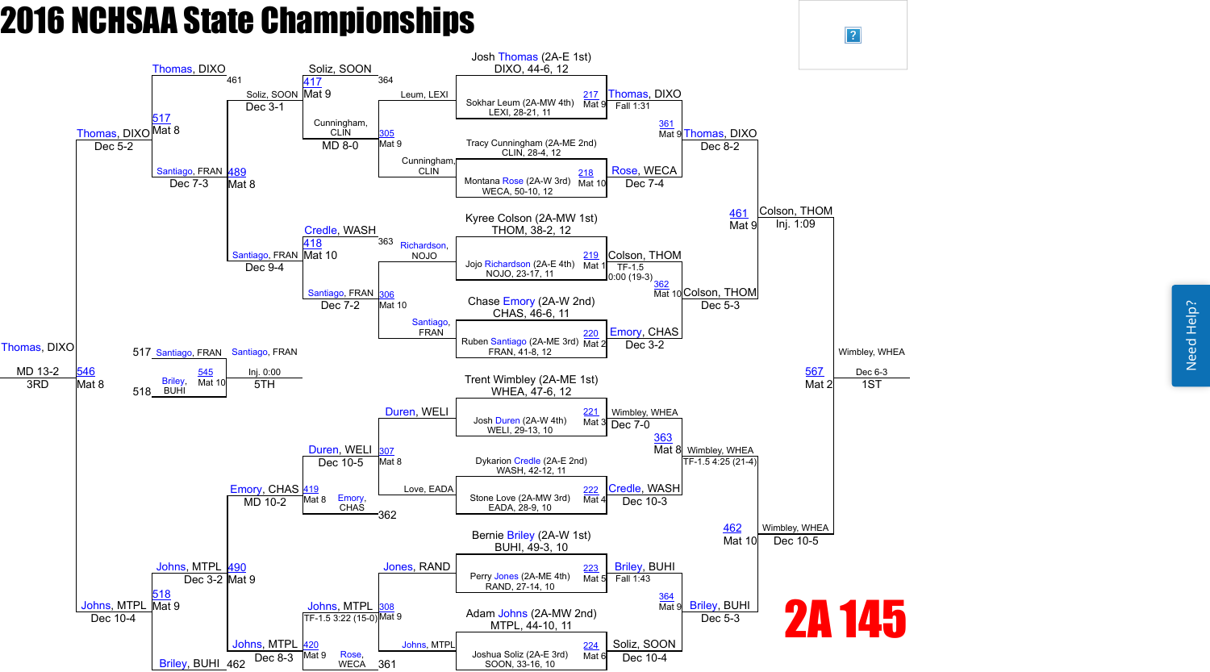# 2016 NCHSAA State Championships

## 2A 145

### Championship Bracket

| Bout | Mat | Wrestler 1 | Wrestler 2 | Winner | Result |
|---|---|---|---|---|---|
| 217 | Mat 9 | Josh Thomas (2A-E 1st) DIXO, 44-6, 12 | Sokhar Leum (2A-MW 4th) LEXI, 28-21, 11 | Thomas, DIXO | Fall 1:31 |
| 218 | Mat 10 | Tracy Cunningham (2A-ME 2nd) CLIN, 28-4, 12 | Montana Rose (2A-W 3rd) WECA, 50-10, 12 | Rose, WECA | Dec 7-4 |
| 219 | Mat 1 | Kyree Colson (2A-MW 1st) THOM, 38-2, 12 | Jojo Richardson (2A-E 4th) NOJO, 23-17, 11 | Colson, THOM | TF-1.5 0:00 (19-3) |
| 220 | Mat 2 | Chase Emory (2A-W 2nd) CHAS, 46-6, 11 | Ruben Santiago (2A-ME 3rd) FRAN, 41-8, 12 | Emory, CHAS | Dec 3-2 |
| 221 | Mat 3 | Trent Wimbley (2A-ME 1st) WHEA, 47-6, 12 | Josh Duren (2A-W 4th) WELI, 29-13, 10 | Wimbley, WHEA | Dec 7-0 |
| 222 | Mat 4 | Dykarion Credle (2A-E 2nd) WASH, 42-12, 11 | Stone Love (2A-MW 3rd) EADA, 28-9, 10 | Credle, WASH | Dec 10-3 |
| 223 | Mat 5 | Bernie Briley (2A-W 1st) BUHI, 49-3, 10 | Perry Jones (2A-ME 4th) RAND, 27-14, 10 | Briley, BUHI | Fall 1:43 |
| 224 | Mat 6 | Adam Johns (2A-MW 2nd) MTPL, 44-10, 11 | Joshua Soliz (2A-E 3rd) SOON, 33-16, 10 | Soliz, SOON | Dec 10-4 |
| 361 | Mat 9 | Thomas, DIXO | Rose, WECA | Thomas, DIXO | Dec 8-2 |
| 362 | Mat 10 | Colson, THOM | Emory, CHAS | Colson, THOM | Dec 5-3 |
| 363 | Mat 8 | Wimbley, WHEA | Credle, WASH | Wimbley, WHEA | TF-1.5 4:25 (21-4) |
| 364 | Mat 9 | Briley, BUHI | Soliz, SOON | Briley, BUHI | Dec 5-3 |
| 461 | Mat 9 | Thomas, DIXO | Colson, THOM | Colson, THOM | Inj. 1:09 |
| 462 | Mat 10 | Wimbley, WHEA | Briley, BUHI | Wimbley, WHEA | Dec 10-5 |
| 567 | Mat 2 | Colson, THOM | Wimbley, WHEA | Wimbley, WHEA | Dec 6-3 — 1ST |

### Consolation Bracket

| Bout | Mat | Wrestler 1 | Wrestler 2 | Winner | Result |
|---|---|---|---|---|---|
| 305 | Mat 9 | Leum, LEXI | Cunningham, CLIN | Cunningham, CLIN | MD 8-0 |
| 306 | Mat 10 | Richardson, NOJO | Santiago, FRAN | Santiago, FRAN | Dec 7-2 |
| 307 | Mat 8 | Duren, WELI | Love, EADA | Duren, WELI | Dec 10-5 |
| 308 | Mat 9 | Jones, RAND | Johns, MTPL | Johns, MTPL | TF-1.5 3:22 (15-0) |
| 417 | Mat 9 | Soliz, SOON (364) | Cunningham, CLIN | Soliz, SOON | Dec 3-1 |
| 418 | Mat 10 | Credle, WASH (363) | Santiago, FRAN | Santiago, FRAN | Dec 9-4 |
| 419 | Mat 8 | Duren, WELI | Emory, CHAS (362) | Emory, CHAS | MD 10-2 |
| 420 | Mat 9 | Johns, MTPL | Rose, WECA (361) | Johns, MTPL | Dec 8-3 |
| 489 | Mat 8 | Soliz, SOON | Santiago, FRAN | Santiago, FRAN | Dec 7-3 |
| 490 | Mat 9 | Emory, CHAS | Johns, MTPL | Johns, MTPL | Dec 3-2 |
| 517 | Mat 8 | Thomas, DIXO (461) | Santiago, FRAN | Thomas, DIXO | Dec 5-2 |
| 518 | Mat 9 | Johns, MTPL | Briley, BUHI (462) | Johns, MTPL | Dec 10-4 |
| 546 | Mat 8 | Thomas, DIXO | Johns, MTPL | Thomas, DIXO | MD 13-2 — 3RD |
| 545 | Mat 10 | Santiago, FRAN (517) | Briley, BUHI (518) | Santiago, FRAN | Inj. 0:00 — 5TH |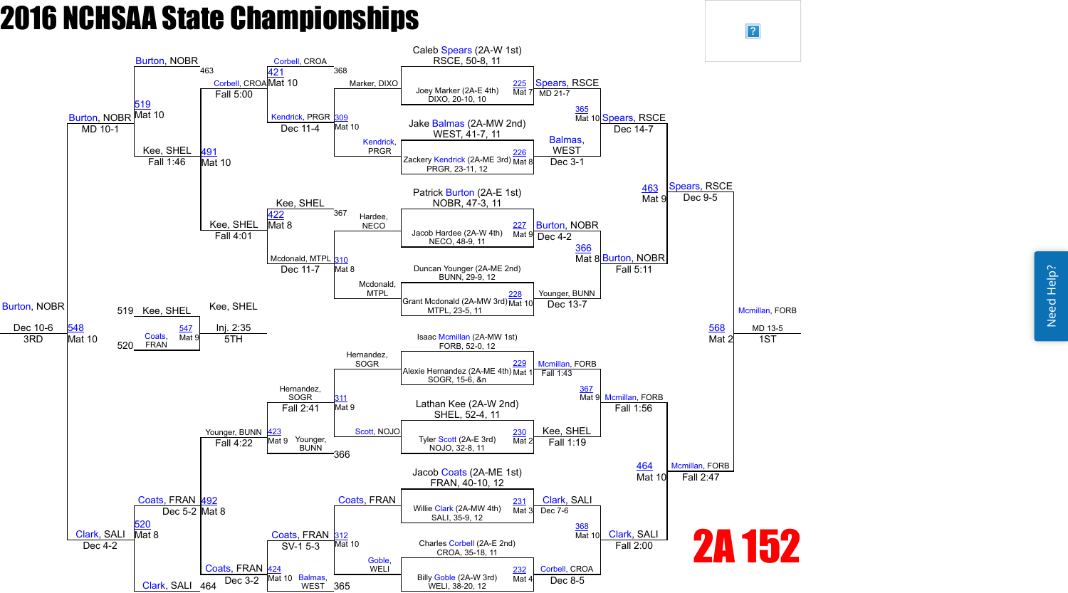# 2016 NCHSAA State Championships

## 2A 152

### Championship Bracket

**First Round**

| Bout | Mat | Wrestler | Wrestler | Winner | Result |
|---|---|---|---|---|---|
| 225 | Mat 7 | Caleb Spears (2A-W 1st) RSCE, 50-8, 11 | Joey Marker (2A-E 4th) DIXO, 20-10, 10 | Spears, RSCE | MD 21-7 |
| 226 | Mat 8 | Jake Balmas (2A-MW 2nd) WEST, 41-7, 11 | Zackery Kendrick (2A-ME 3rd) PRGR, 23-11, 12 | Balmas, WEST | Dec 3-1 |
| 227 | Mat 9 | Patrick Burton (2A-E 1st) NOBR, 47-3, 11 | Jacob Hardee (2A-W 4th) NECO, 48-9, 11 | Burton, NOBR | Dec 4-2 |
| 228 | Mat 10 | Duncan Younger (2A-ME 2nd) BUNN, 29-9, 12 | Grant Mcdonald (2A-MW 3rd) MTPL, 23-5, 11 | Younger, BUNN | Dec 13-7 |
| 229 | Mat 1 | Isaac Mcmillan (2A-MW 1st) FORB, 52-0, 12 | Alexie Hernandez (2A-ME 4th) SOGR, 15-6, &n | Mcmillan, FORB | Fall 1:43 |
| 230 | Mat 2 | Lathan Kee (2A-W 2nd) SHEL, 52-4, 11 | Tyler Scott (2A-E 3rd) NOJO, 32-8, 11 | Kee, SHEL | Fall 1:19 |
| 231 | Mat 3 | Jacob Coats (2A-ME 1st) FRAN, 40-10, 12 | Willie Clark (2A-MW 4th) SALI, 35-9, 12 | Clark, SALI | Dec 7-6 |
| 232 | Mat 4 | Charles Corbell (2A-E 2nd) CROA, 35-18, 11 | Billy Goble (2A-W 3rd) WELI, 38-20, 12 | Corbell, CROA | Dec 8-5 |

**Quarterfinals**

| Bout | Mat | Winner | Result |
|---|---|---|---|
| 365 | Mat 10 | Spears, RSCE | Dec 14-7 |
| 366 | Mat 8 | Burton, NOBR | Fall 5:11 |
| 367 | Mat 9 | Mcmillan, FORB | Fall 1:56 |
| 368 | Mat 10 | Clark, SALI | Fall 2:00 |

**Semifinals**

| Bout | Mat | Winner | Result |
|---|---|---|---|
| 463 | Mat 9 | Spears, RSCE | Dec 9-5 |
| 464 | Mat 10 | Mcmillan, FORB | Fall 2:47 |

**Final (1st Place)**

| Bout | Mat | Winner | Result |
|---|---|---|---|
| 568 | Mat 2 | Mcmillan, FORB | MD 13-5 (1ST) |

### Consolation Bracket

**Consolation Round 1**

| Bout | Mat | Wrestler | Wrestler | Winner | Result |
|---|---|---|---|---|---|
| 309 | Mat 10 | Marker, DIXO | Kendrick, PRGR | Kendrick, PRGR | Dec 11-4 |
| 310 | Mat 8 | Hardee, NECO | Mcdonald, MTPL | Mcdonald, MTPL | Dec 11-7 |
| 311 | Mat 9 | Hernandez, SOGR | Scott, NOJO | Hernandez, SOGR | Fall 2:41 |
| 312 | Mat 10 | Coats, FRAN | Goble, WELI | Coats, FRAN | SV-1 5-3 |

**Consolation Round 2**

| Bout | Mat | Wrestler | Wrestler | Winner | Result |
|---|---|---|---|---|---|
| 421 | Mat 10 | Corbell, CROA (368) | Kendrick, PRGR | Corbell, CROA | Fall 5:00 |
| 422 | Mat 8 | Kee, SHEL (367) | Mcdonald, MTPL | Kee, SHEL | Fall 4:01 |
| 423 | Mat 9 | Hernandez, SOGR | Younger, BUNN (366) | Younger, BUNN | Fall 4:22 |
| 424 | Mat 10 | Coats, FRAN | Balmas, WEST (365) | Coats, FRAN | Dec 3-2 |

**Consolation Semifinals**

| Bout | Mat | Wrestler | Wrestler | Winner | Result |
|---|---|---|---|---|---|
| 491 | Mat 10 | Burton, NOBR (463) | Corbell, CROA / Kee, SHEL | Kee, SHEL | Fall 1:46 |
| 492 | Mat 8 | Younger, BUNN / Coats, FRAN | Clark, SALI (464) | Coats, FRAN | Dec 5-2 |

**Consolation Finals**

| Bout | Mat | Wrestler | Wrestler | Winner | Result |
|---|---|---|---|---|---|
| 519 | Mat 10 | Burton, NOBR | Kee, SHEL | Burton, NOBR | MD 10-1 |
| 520 | Mat 8 | Coats, FRAN | Clark, SALI | Clark, SALI | Dec 4-2 |

**Placement Matches**

| Bout | Mat | Wrestler | Wrestler | Winner | Result | Place |
|---|---|---|---|---|---|---|
| 548 | Mat 10 | Burton, NOBR | Clark, SALI | Burton, NOBR | Dec 10-6 | 3RD |
| 547 | Mat 9 | Kee, SHEL (519) | Coats, FRAN (520) | Kee, SHEL | Inj. 2:35 | 5TH |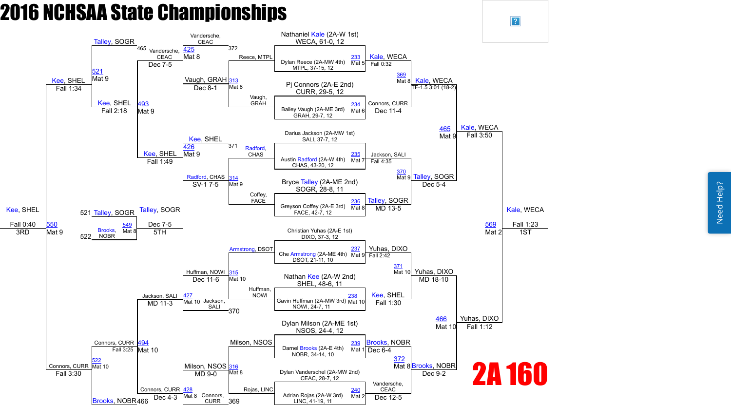# 2016 NCHSAA State Championships

## 2A 160

### Championship Bracket

**Seeds:**
- Nathaniel Kale (2A-W 1st), WECA, 61-0, 12
- Dylan Reece (2A-MW 4th), MTPL, 37-15, 12
- Pj Connors (2A-E 2nd), CURR, 29-5, 12
- Bailey Vaugh (2A-ME 3rd), GRAH, 29-7, 12
- Darius Jackson (2A-MW 1st), SALI, 37-7, 12
- Austin Radford (2A-W 4th), CHAS, 43-20, 12
- Bryce Talley (2A-ME 2nd), SOGR, 28-8, 11
- Greyson Coffey (2A-E 3rd), FACE, 42-7, 12
- Christian Yuhas (2A-E 1st), DIXO, 37-3, 12
- Che Armstrong (2A-ME 4th), DSOT, 21-11, 10
- Nathan Kee (2A-W 2nd), SHEL, 48-6, 11
- Gavin Huffman (2A-MW 3rd), NOWI, 24-7, 11
- Dylan Milson (2A-ME 1st), NSOS, 24-4, 12
- Darnel Brooks (2A-E 4th), NOBR, 34-14, 10
- Dylan Vanderschel (2A-MW 2nd), CEAC, 28-7, 12
- Adrian Rojas (2A-W 3rd), LINC, 41-19, 11

**First Round:**
- 233 (Mat 5): Kale, WECA — Fall 0:32
- 234 (Mat 6): Connors, CURR — Dec 11-4
- 235 (Mat 7): Jackson, SALI — Fall 4:35
- 236 (Mat 8): Talley, SOGR — MD 13-5
- 237 (Mat 9): Yuhas, DIXO — Fall 2:42
- 238 (Mat 10): Kee, SHEL — Fall 1:30
- 239 (Mat 1): Brooks, NOBR — Dec 6-4
- 240 (Mat 2): Vanderschel, CEAC — Dec 12-5

**Quarterfinals:**
- 369 (Mat 8): Kale, WECA — TF-1.5 3:01 (18-2)
- 370 (Mat 9): Talley, SOGR — Dec 5-4
- 371 (Mat 10): Yuhas, DIXO — MD 18-10
- 372 (Mat 8): Brooks, NOBR — Dec 9-2

**Semifinals:**
- 465 (Mat 9): Kale, WECA — Fall 3:50
- 466 (Mat 10): Yuhas, DIXO — Fall 1:12

**Final:**
- 569 (Mat 2): Kale, WECA — Fall 1:23 — 1ST

### Consolation Bracket

**Consolation First Round:**
- 313 (Mat 8): Reece, MTPL vs Vaugh, GRAH — Vaugh, GRAH — Dec 8-1
- 314 (Mat 9): Radford, CHAS vs Coffey, FACE — Radford, CHAS — SV-1 7-5
- 315 (Mat 10): Armstrong, DSOT vs Huffman, NOWI — Huffman, NOWI — Dec 11-6
- 316 (Mat 8): Milson, NSOS vs Rojas, LINC — Milson, NSOS — MD 9-0

**Consolation Second Round:**
- 425 (Mat 8): Vanderschel, CEAC (from 372) vs Vaugh, GRAH — Vanderschel, CEAC — Dec 7-5
- 426 (Mat 9): Kee, SHEL (from 371) vs Radford, CHAS — Kee, SHEL — Fall 1:49
- 427 (Mat 10): Huffman, NOWI vs Jackson, SALI (from 370) — Jackson, SALI — MD 11-3
- 428 (Mat 8): Milson, NSOS vs Connors, CURR (from 369) — Connors, CURR — Dec 4-3

**Consolation Quarterfinals:**
- 493 (Mat 9): Vanderschel, CEAC (465) vs Kee, SHEL — Kee, SHEL — Fall 2:18
- 494 (Mat 10): Jackson, SALI vs Connors, CURR (466) — Connors, CURR — Fall 3:25

**Consolation Semifinals:**
- 521 (Mat 9): Talley, SOGR vs Kee, SHEL — Kee, SHEL — Fall 1:34
- 522 (Mat 10): Connors, CURR vs Brooks, NOBR — Connors, CURR — Fall 3:30

**3rd Place:**
- 550 (Mat 9): Kee, SHEL — Fall 0:40 — 3RD

**5th Place:**
- 549 (Mat 8): Talley, SOGR (521) vs Brooks, NOBR (522) — Talley, SOGR — Dec 7-5 — 5TH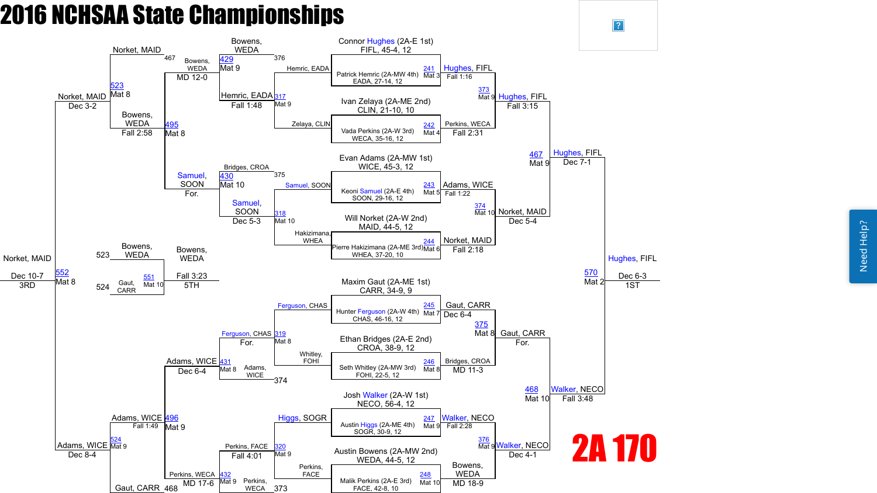# 2016 NCHSAA State Championships

## 2A 170

### Championship Bracket – First Round

| Bout | Mat | Wrestler 1 | Wrestler 2 | Winner | Result |
|---|---|---|---|---|---|
| 241 | Mat 3 | Connor Hughes (2A-E 1st) FIFL, 45-4, 12 | Patrick Hemric (2A-MW 4th) EADA, 27-14, 12 | Hughes, FIFL | Fall 1:16 |
| 242 | Mat 4 | Ivan Zelaya (2A-ME 2nd) CLIN, 21-10, 10 | Vada Perkins (2A-W 3rd) WECA, 35-16, 12 | Perkins, WECA | Fall 2:31 |
| 243 | Mat 5 | Evan Adams (2A-MW 1st) WICE, 45-3, 12 | Keoni Samuel (2A-E 4th) SOON, 29-16, 12 | Adams, WICE | Fall 1:22 |
| 244 | Mat 6 | Will Norket (2A-W 2nd) MAID, 44-5, 12 | Pierre Hakizimana (2A-ME 3rd) WHEA, 37-20, 10 | Norket, MAID | Fall 2:18 |
| 245 | Mat 7 | Maxim Gaut (2A-ME 1st) CARR, 34-9, 9 | Hunter Ferguson (2A-W 4th) CHAS, 46-16, 12 | Gaut, CARR | Dec 6-4 |
| 246 | Mat 8 | Ethan Bridges (2A-E 2nd) CROA, 38-9, 12 | Seth Whitley (2A-MW 3rd) FOHI, 22-5, 12 | Bridges, CROA | MD 11-3 |
| 247 | Mat 9 | Josh Walker (2A-W 1st) NECO, 56-4, 12 | Austin Higgs (2A-ME 4th) SOGR, 30-9, 12 | Walker, NECO | Fall 2:28 |
| 248 | Mat 10 | Austin Bowens (2A-MW 2nd) WEDA, 44-5, 12 | Malik Perkins (2A-E 3rd) FACE, 42-8, 10 | Bowens, WEDA | MD 18-9 |

### Championship Quarterfinals

| Bout | Mat | Winner | Result |
|---|---|---|---|
| 373 | Mat 9 | Hughes, FIFL | Fall 3:15 |
| 374 | Mat 10 | Norket, MAID | Dec 5-4 |
| 375 | Mat 8 | Gaut, CARR | For. |
| 376 | Mat 9 | Walker, NECO | Dec 4-1 |

### Championship Semifinals

| Bout | Mat | Winner | Result |
|---|---|---|---|
| 467 | Mat 9 | Hughes, FIFL | Dec 7-1 |
| 468 | Mat 10 | Walker, NECO | Fall 3:48 |

### Championship Final

| Bout | Mat | Winner | Result | Place |
|---|---|---|---|---|
| 570 | Mat 2 | Hughes, FIFL | Dec 6-3 | 1ST |

### Consolation Bracket – First Round

| Bout | Mat | Wrestler 1 | Wrestler 2 | Winner | Result |
|---|---|---|---|---|---|
| 317 | Mat 9 | Hemric, EADA | Zelaya, CLIN | Hemric, EADA | Fall 1:48 |
| 318 | Mat 10 | Samuel, SOON | Hakizimana, WHEA | Samuel, SOON | Dec 5-3 |
| 319 | Mat 8 | Ferguson, CHAS | Whitley, FOHI | Ferguson, CHAS | For. |
| 320 | Mat 9 | Higgs, SOGR | Perkins, FACE | Perkins, FACE | Fall 4:01 |

### Consolation Second Round

| Bout | Mat | Wrestler 1 | Wrestler 2 | Winner | Result |
|---|---|---|---|---|---|
| 429 | Mat 9 | Bowens, WEDA (from 376) | Hemric, EADA | Bowens, WEDA | MD 12-0 |
| 430 | Mat 10 | Bridges, CROA (from 375) | Samuel, SOON | Samuel, SOON | For. |
| 431 | Mat 8 | Ferguson, CHAS | Adams, WICE (from 374) | Adams, WICE | Dec 6-4 |
| 432 | Mat 9 | Perkins, FACE | Perkins, WECA (from 373) | Perkins, WECA | MD 17-6 |

### Consolation Quarterfinals

| Bout | Mat | Wrestler 1 | Wrestler 2 | Winner | Result |
|---|---|---|---|---|---|
| 495 | Mat 8 | Bowens, WEDA | Samuel, SOON | Bowens, WEDA | Fall 2:58 |
| 496 | Mat 9 | Adams, WICE | Perkins, WECA | Adams, WICE | Fall 1:49 |

### Consolation Semifinals

| Bout | Mat | Wrestler 1 | Wrestler 2 | Winner | Result |
|---|---|---|---|---|---|
| 523 | Mat 8 | Norket, MAID (from 467) | Bowens, WEDA | Norket, MAID | Dec 3-2 |
| 524 | Mat 9 | Adams, WICE | Gaut, CARR (from 468) | Adams, WICE | Dec 8-4 |

### 3rd Place

| Bout | Mat | Wrestler 1 | Wrestler 2 | Winner | Result | Place |
|---|---|---|---|---|---|---|
| 552 | Mat 8 | Norket, MAID | Adams, WICE | Norket, MAID | Dec 10-7 | 3RD |

### 5th Place

| Bout | Mat | Wrestler 1 | Wrestler 2 | Winner | Result | Place |
|---|---|---|---|---|---|---|
| 551 | Mat 10 | Bowens, WEDA (523) | Gaut, CARR (524) | Bowens, WEDA | Fall 3:23 | 5TH |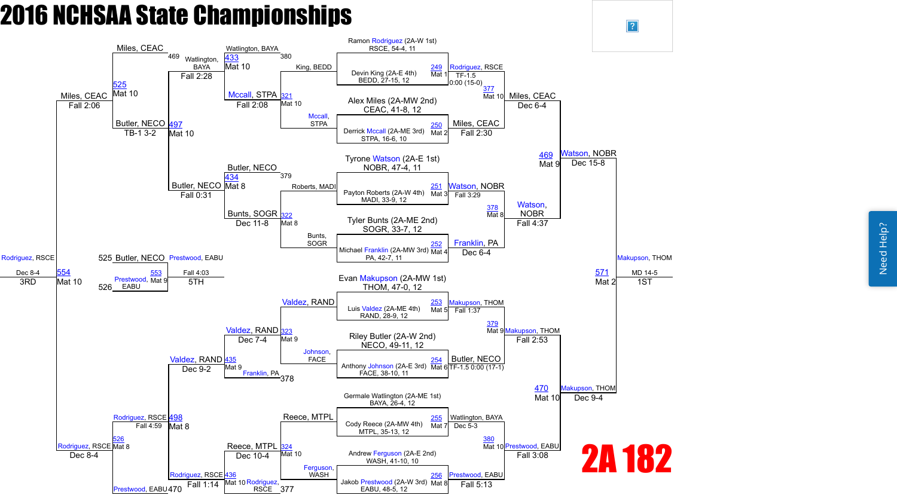# 2016 NCHSAA State Championships

## 2A 182

### Championship Bracket — First Round

| Bout | Mat | Wrestler 1 | Wrestler 2 | Winner | Result |
|---|---|---|---|---|---|
| 249 | Mat 1 | Ramon Rodriguez (2A-W 1st) RSCE, 54-4, 11 | Devin King (2A-E 4th) BEDD, 27-15, 12 | Rodriguez, RSCE | TF-1.5 0:00 (15-0) |
| 250 | Mat 2 | Alex Miles (2A-MW 2nd) CEAC, 41-8, 12 | Derrick Mccall (2A-ME 3rd) STPA, 16-6, 10 | Miles, CEAC | Fall 2:30 |
| 251 | Mat 3 | Tyrone Watson (2A-E 1st) NOBR, 47-4, 11 | Payton Roberts (2A-W 4th) MADI, 33-9, 12 | Watson, NOBR | Fall 3:29 |
| 252 | Mat 4 | Tyler Bunts (2A-ME 2nd) SOGR, 33-7, 12 | Michael Franklin (2A-MW 3rd) PA, 42-7, 11 | Franklin, PA | Dec 6-4 |
| 253 | Mat 5 | Evan Makupson (2A-MW 1st) THOM, 47-0, 12 | Luis Valdez (2A-ME 4th) RAND, 28-9, 12 | Makupson, THOM | Fall 1:37 |
| 254 | Mat 6 | Riley Butler (2A-W 2nd) NECO, 49-11, 12 | Anthony Johnson (2A-E 3rd) FACE, 38-10, 11 | Butler, NECO | TF-1.5 0:00 (17-1) |
| 255 | Mat 7 | Germale Watlington (2A-ME 1st) BAYA, 26-4, 12 | Cody Reece (2A-MW 4th) MTPL, 35-13, 12 | Watlington, BAYA | Dec 5-3 |
| 256 | Mat 8 | Andrew Ferguson (2A-E 2nd) WASH, 41-10, 10 | Jakob Prestwood (2A-W 3rd) EABU, 48-5, 12 | Prestwood, EABU | Fall 5:13 |

### Championship Bracket — Semifinals

| Bout | Mat | Wrestler 1 | Wrestler 2 | Winner | Result |
|---|---|---|---|---|---|
| 377 | Mat 10 | Rodriguez, RSCE | Miles, CEAC | Miles, CEAC | Dec 6-4 |
| 378 | Mat 8 | Watson, NOBR | Franklin, PA | Watson, NOBR | Fall 4:37 |
| 379 | Mat 9 | Makupson, THOM | Butler, NECO | Makupson, THOM | Fall 2:53 |
| 380 | Mat 10 | Watlington, BAYA | Prestwood, EABU | Prestwood, EABU | Fall 3:08 |

### Championship Bracket — Finals

| Bout | Mat | Wrestler 1 | Wrestler 2 | Winner | Result |
|---|---|---|---|---|---|
| 469 | Mat 9 | Miles, CEAC | Watson, NOBR | Watson, NOBR | Dec 15-8 |
| 470 | Mat 10 | Makupson, THOM | Prestwood, EABU | Makupson, THOM | Dec 9-4 |
| 571 | Mat 2 | Watson, NOBR | Makupson, THOM | Makupson, THOM | MD 14-5 (1ST) |

### Consolation Bracket

| Bout | Mat | Wrestler 1 | Wrestler 2 | Winner | Result |
|---|---|---|---|---|---|
| 321 | Mat 10 | King, BEDD | Mccall, STPA | Mccall, STPA | Fall 2:08 |
| 322 | Mat 8 | Roberts, MADI | Bunts, SOGR | Bunts, SOGR | Dec 11-8 |
| 323 | Mat 9 | Valdez, RAND | Johnson, FACE | Valdez, RAND | Dec 7-4 |
| 324 | Mat 10 | Reece, MTPL | Ferguson, WASH | Reece, MTPL | Dec 10-4 |
| 433 | Mat 10 | Watlington, BAYA (380) | Mccall, STPA | Watlington, BAYA | Fall 2:28 |
| 434 | Mat 8 | Butler, NECO (379) | Bunts, SOGR | Butler, NECO | Fall 0:31 |
| 435 | Mat 9 | Valdez, RAND | Franklin, PA (378) | Valdez, RAND | Dec 9-2 |
| 436 | Mat 10 | Reece, MTPL | Rodriguez, RSCE (377) | Rodriguez, RSCE | Fall 1:14 |
| 497 | Mat 10 | Watlington, BAYA | Butler, NECO | Butler, NECO | TB-1 3-2 |
| 498 | Mat 8 | Valdez, RAND | Rodriguez, RSCE | Rodriguez, RSCE | Fall 4:59 |
| 525 | Mat 10 | Miles, CEAC (469) | Butler, NECO | Miles, CEAC | Fall 2:06 |
| 526 | Mat 8 | Rodriguez, RSCE | Prestwood, EABU (470) | Rodriguez, RSCE | Dec 8-4 |
| 553 | Mat 9 | Butler, NECO (525) | Prestwood, EABU (526) | Prestwood, EABU | Fall 4:03 (5TH) |
| 554 | Mat 10 | Miles, CEAC | Rodriguez, RSCE | Rodriguez, RSCE | Dec 8-4 (3RD) |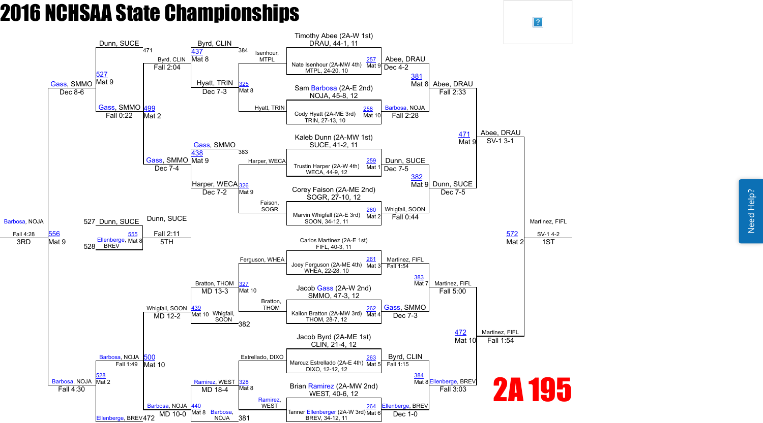# 2016 NCHSAA State Championships

## 2A 195

### Championship Bracket

**Quarterfinals / Preliminaries**

- Timothy Abee (2A-W 1st) DRAU, 44-1, 11 vs Nate Isenhour (2A-MW 4th) MTPL, 24-20, 10 — Match 257, Mat 9 — Abee, DRAU, Dec 4-2
- Sam Barbosa (2A-E 2nd) NOJA, 45-8, 12 vs Cody Hyatt (2A-ME 3rd) TRIN, 27-13, 10 — Match 258, Mat 10 — Barbosa, NOJA, Fall 2:28
- Kaleb Dunn (2A-MW 1st) SUCE, 41-2, 11 vs Trustin Harper (2A-W 4th) WECA, 44-9, 12 — Match 259, Mat 1 — Dunn, SUCE, Dec 7-5
- Corey Faison (2A-ME 2nd) SOGR, 27-10, 12 vs Marvin Whigfall (2A-E 3rd) SOON, 34-12, 11 — Match 260, Mat 2 — Whigfall, SOON, Fall 0:44
- Carlos Martinez (2A-E 1st) FIFL, 40-3, 11 vs Joey Ferguson (2A-ME 4th) WHEA, 22-28, 10 — Match 261, Mat 3 — Martinez, FIFL, Fall 1:54
- Jacob Gass (2A-W 2nd) SMMO, 47-3, 12 vs Kailon Bratton (2A-MW 3rd) THOM, 28-7, 12 — Match 262, Mat 4 — Gass, SMMO, Dec 7-3
- Jacob Byrd (2A-ME 1st) CLIN, 21-4, 12 vs Marcuz Estrellado (2A-E 4th) DIXO, 12-12, 12 — Match 263, Mat 5 — Byrd, CLIN, Fall 1:15
- Brian Ramirez (2A-MW 2nd) WEST, 40-6, 12 vs Tanner Ellenberger (2A-W 3rd) BREV, 34-12, 11 — Match 264, Mat 6 — Ellenberger, BREV, Dec 1-0

**Quarterfinals**

- Match 381, Mat 8 — Abee, DRAU over Barbosa, NOJA — Fall 2:33
- Match 382, Mat 9 — Dunn, SUCE over Whigfall, SOON — Dec 7-5
- Match 383, Mat 7 — Martinez, FIFL over Gass, SMMO — Fall 5:00
- Match 384, Mat 8 — Ellenberger, BREV over Byrd, CLIN — Fall 3:03

**Semifinals**

- Match 471, Mat 9 — Abee, DRAU over Dunn, SUCE — SV-1 3-1
- Match 472, Mat 10 — Martinez, FIFL over Ellenberger, BREV — Fall 1:54

**Final (1st)**

- Match 572, Mat 2 — Martinez, FIFL — SV-1 4-2

### Consolation Bracket

**First Round Consolation**

- Match 325, Mat 8 — Byrd, CLIN vs Isenhour, MTPL / Hyatt, TRIN — Hyatt, TRIN, Dec 7-3
- Match 326, Mat 9 — Harper, WECA vs Faison, SOGR — Harper, WECA, Dec 7-2
- Match 327, Mat 10 — Ferguson, WHEA vs Bratton, THOM — Bratton, THOM, MD 13-3
- Match 328, Mat 8 — Estrellado, DIXO vs Ramirez, WEST — Ramirez, WEST, MD 18-4

**Second Round Consolation**

- Match 437, Mat 8 — Byrd, CLIN (loser of 384) vs Hyatt, TRIN — Byrd, CLIN, Fall 2:04
- Match 438, Mat 9 — Gass, SMMO (loser of 383) vs Harper, WECA — Gass, SMMO, Dec 7-4
- Match 439, Mat 10 — Bratton, THOM vs Whigfall, SOON (loser of 382) — Whigfall, SOON, MD 12-2
- Match 440, Mat 8 — Ramirez, WEST vs Barbosa, NOJA (loser of 381) — Barbosa, NOJA, MD 10-0

**Consolation Semifinals**

- Match 499, Mat 2 — Dunn, SUCE (loser of 471) vs Byrd, CLIN / Gass, SMMO — Gass, SMMO, Fall 0:22
- Match 500, Mat 10 — Whigfall, SOON vs Barbosa, NOJA — Barbosa, NOJA, Fall 1:49
- Match 527, Mat 9 — Dunn, SUCE vs Gass, SMMO — Gass, SMMO, Dec 8-6
- Match 528, Mat 2 — Barbosa, NOJA vs Ellenberger, BREV (loser of 472) — Barbosa, NOJA, Fall 4:30

**3rd Place**

- Match 556, Mat 9 — Barbosa, NOJA — Fall 4:28 — 3RD

**5th Place**

- Match 555, Mat 8 — Dunn, SUCE (loser of 527) vs Ellenberger, BREV (loser of 528) — Dunn, SUCE, Fall 2:11 — 5TH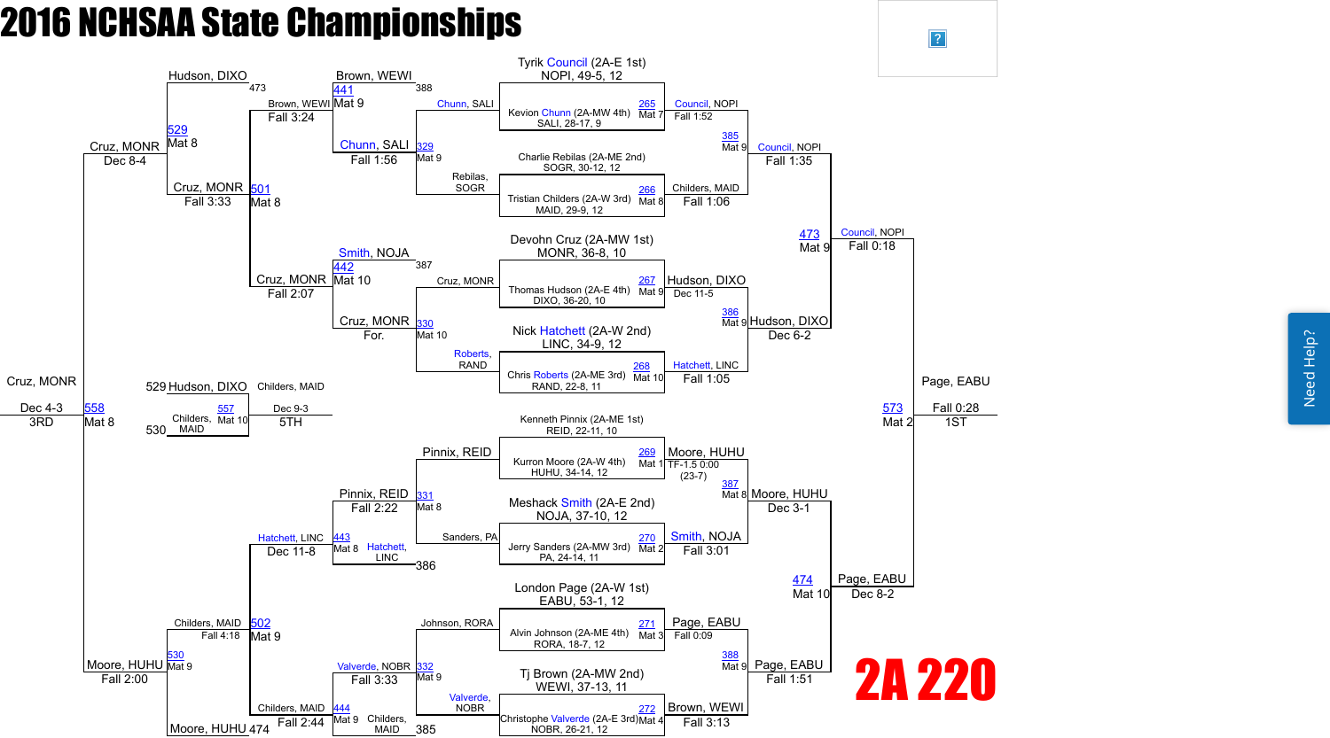# 2016 NCHSAA State Championships

## 2A 220

### Championship Bracket

**First Round**

- Tyrik Council (2A-E 1st), NOPI, 49-5, 12 vs. Kevion Chunn (2A-MW 4th), SALI, 28-17, 9 — Bout 265, Mat 7 — Council, NOPI, Fall 1:52
- Charlie Rebilas (2A-ME 2nd), SOGR, 30-12, 12 vs. Tristian Childers (2A-W 3rd), MAID, 29-9, 12 — Bout 266, Mat 8 — Childers, MAID, Fall 1:06
- Devohn Cruz (2A-MW 1st), MONR, 36-8, 10 vs. Thomas Hudson (2A-E 4th), DIXO, 36-20, 10 — Bout 267, Mat 9 — Hudson, DIXO, Dec 11-5
- Nick Hatchett (2A-W 2nd), LINC, 34-9, 12 vs. Chris Roberts (2A-ME 3rd), RAND, 22-8, 11 — Bout 268, Mat 10 — Hatchett, LINC, Fall 1:05
- Kenneth Pinnix (2A-ME 1st), REID, 22-11, 10 vs. Kurron Moore (2A-W 4th), HUHU, 34-14, 12 — Bout 269, Mat 1 — Moore, HUHU, TF-1.5 0:00 (23-7)
- Meshack Smith (2A-E 2nd), NOJA, 37-10, 12 vs. Jerry Sanders (2A-MW 3rd), PA, 24-14, 11 — Bout 270, Mat 2 — Smith, NOJA, Fall 3:01
- London Page (2A-W 1st), EABU, 53-1, 12 vs. Alvin Johnson (2A-ME 4th), RORA, 18-7, 12 — Bout 271, Mat 3 — Page, EABU, Fall 0:09
- Tj Brown (2A-MW 2nd), WEWI, 37-13, 11 vs. Christophe Valverde (2A-E 3rd), NOBR, 26-21, 12 — Bout 272, Mat 4 — Brown, WEWI, Fall 3:13

**Quarterfinals**

- Bout 385, Mat 9 — Council, NOPI, Fall 1:35
- Bout 386, Mat 9 — Hudson, DIXO, Dec 6-2
- Bout 387, Mat 8 — Moore, HUHU, Dec 3-1
- Bout 388, Mat 9 — Page, EABU, Fall 1:51

**Semifinals**

- Bout 473, Mat 9 — Council, NOPI, Fall 0:18
- Bout 474, Mat 10 — Page, EABU, Dec 8-2

**Final**

- Bout 573, Mat 2 — Page, EABU, Fall 0:28 — 1ST

### Consolation Bracket

**First Round Consolation**

- Bout 329, Mat 9 — Chunn, SALI vs. Rebilas, SOGR — Chunn, SALI, Fall 1:56
- Bout 330, Mat 10 — Cruz, MONR vs. Roberts, RAND — Cruz, MONR, For.
- Bout 331, Mat 8 — Pinnix, REID vs. Sanders, PA — Pinnix, REID, Fall 2:22
- Bout 332, Mat 9 — Johnson, RORA vs. Valverde, NOBR — Valverde, NOBR, Fall 3:33

**Second Round Consolation**

- Bout 441, Mat 9 — Brown, WEWI (388) vs. Chunn, SALI — Brown, WEWI, Fall 3:24
- Bout 442, Mat 10 — Smith, NOJA (387) vs. Cruz, MONR — Cruz, MONR, Fall 2:07
- Bout 443, Mat 8 — Pinnix, REID vs. Hatchett, LINC (386) — Hatchett, LINC, Dec 11-8
- Bout 444, Mat 9 — Valverde, NOBR vs. Childers, MAID (385) — Childers, MAID, Fall 2:44

**Consolation Semifinals**

- Bout 529, Mat 8 — Hudson, DIXO (473) vs. Cruz, MONR — Cruz, MONR, Dec 8-4
- Bout 530, Mat 9 — Childers, MAID vs. Moore, HUHU (474) — Moore, HUHU, Fall 2:00

**Quarterfinal Consolation (501/502)**

- Bout 501, Mat 8 — Brown, WEWI vs. Cruz, MONR — Cruz, MONR, Fall 3:33
- Bout 502, Mat 9 — Hatchett, LINC vs. Childers, MAID — Childers, MAID, Fall 4:18

**3rd Place**

- Bout 558, Mat 8 — Cruz, MONR, Dec 4-3 — 3RD

**5th Place**

- Bout 557, Mat 10 — Hudson, DIXO (529) vs. Childers, MAID (530) — Childers, MAID, Dec 9-3 — 5TH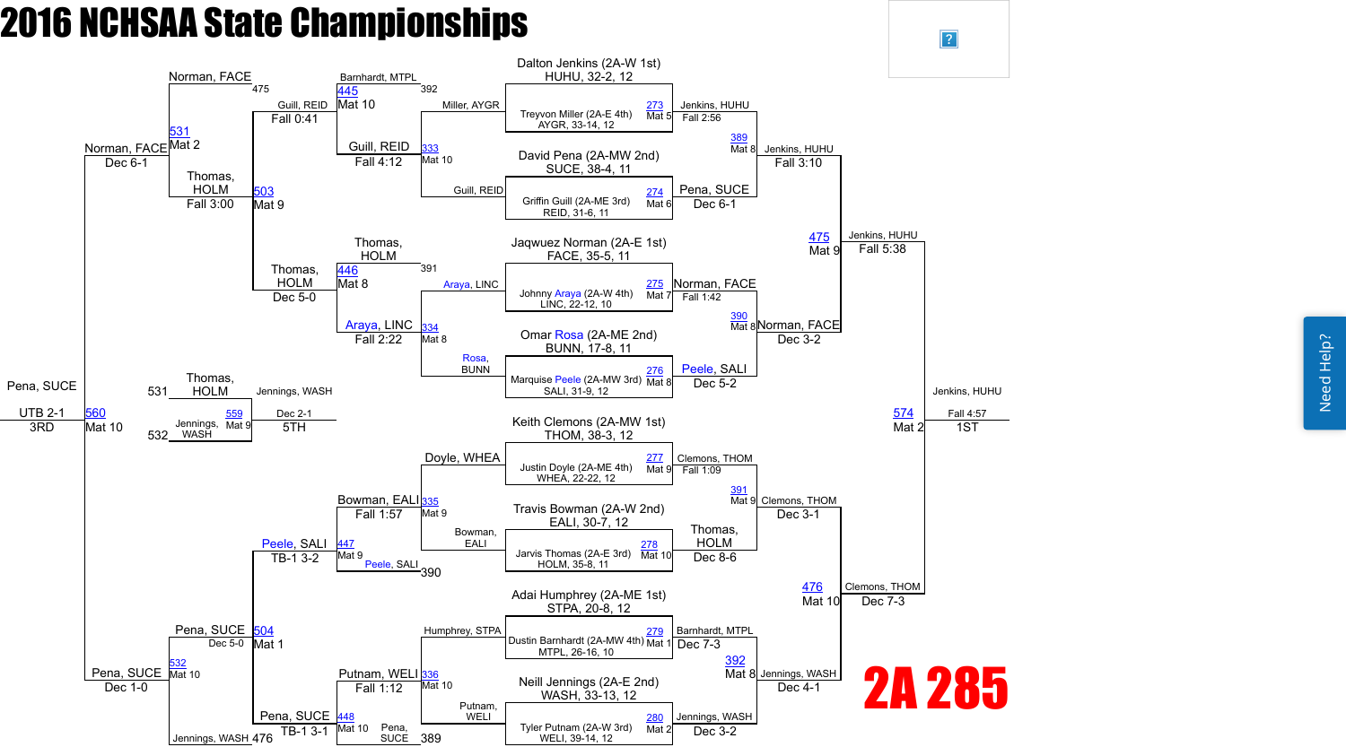# 2016 NCHSAA State Championships

## 2A 285

### Championship Bracket

**Top half**

- Dalton Jenkins (2A-W 1st), HUHU, 32-2, 12 vs. Treyvon Miller (2A-E 4th), AYGR, 33-14, 12 — Bout 273, Mat 5 — Jenkins, HUHU, Fall 2:56
- David Pena (2A-MW 2nd), SUCE, 38-4, 11 vs. Griffin Guill (2A-ME 3rd), REID, 31-6, 11 — Bout 274, Mat 6 — Pena, SUCE, Dec 6-1
- Jaqwuez Norman (2A-E 1st), FACE, 35-5, 11 vs. Johnny Araya (2A-W 4th), LINC, 22-12, 10 — Bout 275, Mat 7 — Norman, FACE, Fall 1:42
- Omar Rosa (2A-ME 2nd), BUNN, 17-8, 11 vs. Marquise Peele (2A-MW 3rd), SALI, 31-9, 12 — Bout 276, Mat 8 — Peele, SALI, Dec 5-2
- Bout 389, Mat 8 — Jenkins, HUHU, Fall 3:10
- Bout 390, Mat 8 — Norman, FACE, Dec 3-2
- Bout 475, Mat 9 — Jenkins, HUHU, Fall 5:38

**Bottom half**

- Keith Clemons (2A-MW 1st), THOM, 38-3, 12 vs. Justin Doyle (2A-ME 4th), WHEA, 22-22, 12 — Bout 277, Mat 9 — Clemons, THOM, Fall 1:09
- Travis Bowman (2A-W 2nd), EALI, 30-7, 12 vs. Jarvis Thomas (2A-E 3rd), HOLM, 35-8, 11 — Bout 278, Mat 10 — Thomas, HOLM, Dec 8-6
- Adai Humphrey (2A-ME 1st), STPA, 20-8, 12 vs. Dustin Barnhardt (2A-MW 4th), MTPL, 26-16, 10 — Bout 279, Mat 1 — Barnhardt, MTPL, Dec 7-3
- Neill Jennings (2A-E 2nd), WASH, 33-13, 12 vs. Tyler Putnam (2A-W 3rd), WELI, 39-14, 12 — Bout 280, Mat 2 — Jennings, WASH, Dec 3-2
- Bout 391, Mat 9 — Clemons, THOM, Dec 3-1
- Bout 392, Mat 8 — Jennings, WASH, Dec 4-1
- Bout 476, Mat 10 — Clemons, THOM, Dec 7-3

**Final**

- Bout 574, Mat 2 — Jenkins, HUHU, Fall 4:57 — 1ST

### Consolation Bracket

- Bout 333, Mat 10 — Miller, AYGR vs. Guill, REID — Guill, REID, Fall 4:12
- Bout 334, Mat 8 — Araya, LINC vs. Rosa, BUNN — Araya, LINC, Fall 2:22
- Bout 335, Mat 9 — Doyle, WHEA vs. Bowman, EALI — Bowman, EALI, Fall 1:57
- Bout 336, Mat 10 — Humphrey, STPA vs. Putnam, WELI — Putnam, WELI, Fall 1:12
- Bout 445, Mat 10 — Barnhardt, MTPL (392) vs. Guill, REID — Guill, REID, Fall 0:41
- Bout 446, Mat 8 — Thomas, HOLM (391) vs. Araya, LINC — Thomas, HOLM, Dec 5-0
- Bout 447, Mat 9 — Bowman, EALI vs. Peele, SALI (390) — Peele, SALI, TB-1 3-2
- Bout 448, Mat 10 — Putnam, WELI vs. Pena, SUCE (389) — Pena, SUCE, TB-1 3-1
- Bout 503, Mat 9 — Guill, REID vs. Thomas, HOLM — Thomas, HOLM, Fall 3:00
- Bout 504, Mat 1 — Peele, SALI vs. Pena, SUCE — Pena, SUCE, Dec 5-0
- Bout 531, Mat 2 — Norman, FACE (475) vs. Thomas, HOLM — Norman, FACE, Dec 6-1
- Bout 532, Mat 10 — Pena, SUCE vs. Jennings, WASH (476) — Pena, SUCE, Dec 1-0
- Bout 559, Mat 9 — Thomas, HOLM (531) vs. Jennings, WASH (532) — Jennings, WASH, Dec 2-1 — 5TH
- Bout 560, Mat 10 — Norman, FACE vs. Pena, SUCE — Pena, SUCE, UTB 2-1 — 3RD